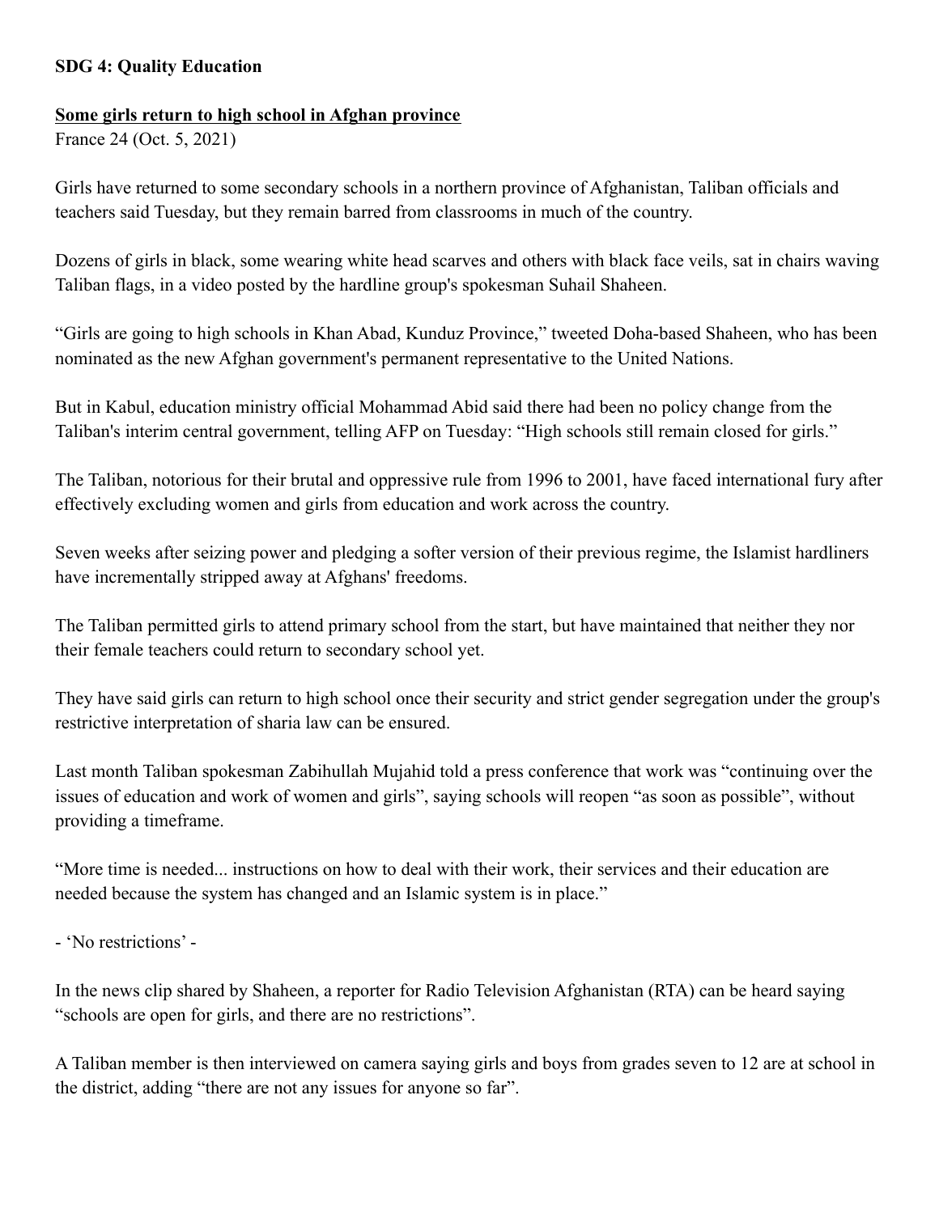**SDG 4: Quality Education**

**Some girls return to high school in Afghan province**

France 24 (Oct. 5, 2021)

Girls have returned to some secondary schools in a northern province of Afghanistan, Taliban officials and teachers said Tuesday, but they remain barred from classrooms in much of the country.

Dozens of girls in black, some wearing white head scarves and others with black face veils, sat in chairs waving Taliban flags, in a video posted by the hardline group's spokesman Suhail Shaheen.

"Girls are going to high schools in Khan Abad, Kunduz Province," tweeted Doha-based Shaheen, who has been nominated as the new Afghan government's permanent representative to the United Nations.

But in Kabul, education ministry official Mohammad Abid said there had been no policy change from the Taliban's interim central government, telling AFP on Tuesday: "High schools still remain closed for girls."

The Taliban, notorious for their brutal and oppressive rule from 1996 to 2001, have faced international fury after effectively excluding women and girls from education and work across the country.

Seven weeks after seizing power and pledging a softer version of their previous regime, the Islamist hardliners have incrementally stripped away at Afghans' freedoms.

The Taliban permitted girls to attend primary school from the start, but have maintained that neither they nor their female teachers could return to secondary school yet.

They have said girls can return to high school once their security and strict gender segregation under the group's restrictive interpretation of sharia law can be ensured.

Last month Taliban spokesman Zabihullah Mujahid told a press conference that work was "continuing over the issues of education and work of women and girls", saying schools will reopen "as soon as possible", without providing a timeframe.

"More time is needed... instructions on how to deal with their work, their services and their education are needed because the system has changed and an Islamic system is in place."

- 'No restrictions' -

In the news clip shared by Shaheen, a reporter for Radio Television Afghanistan (RTA) can be heard saying "schools are open for girls, and there are no restrictions".

A Taliban member is then interviewed on camera saying girls and boys from grades seven to 12 are at school in the district, adding "there are not any issues for anyone so far".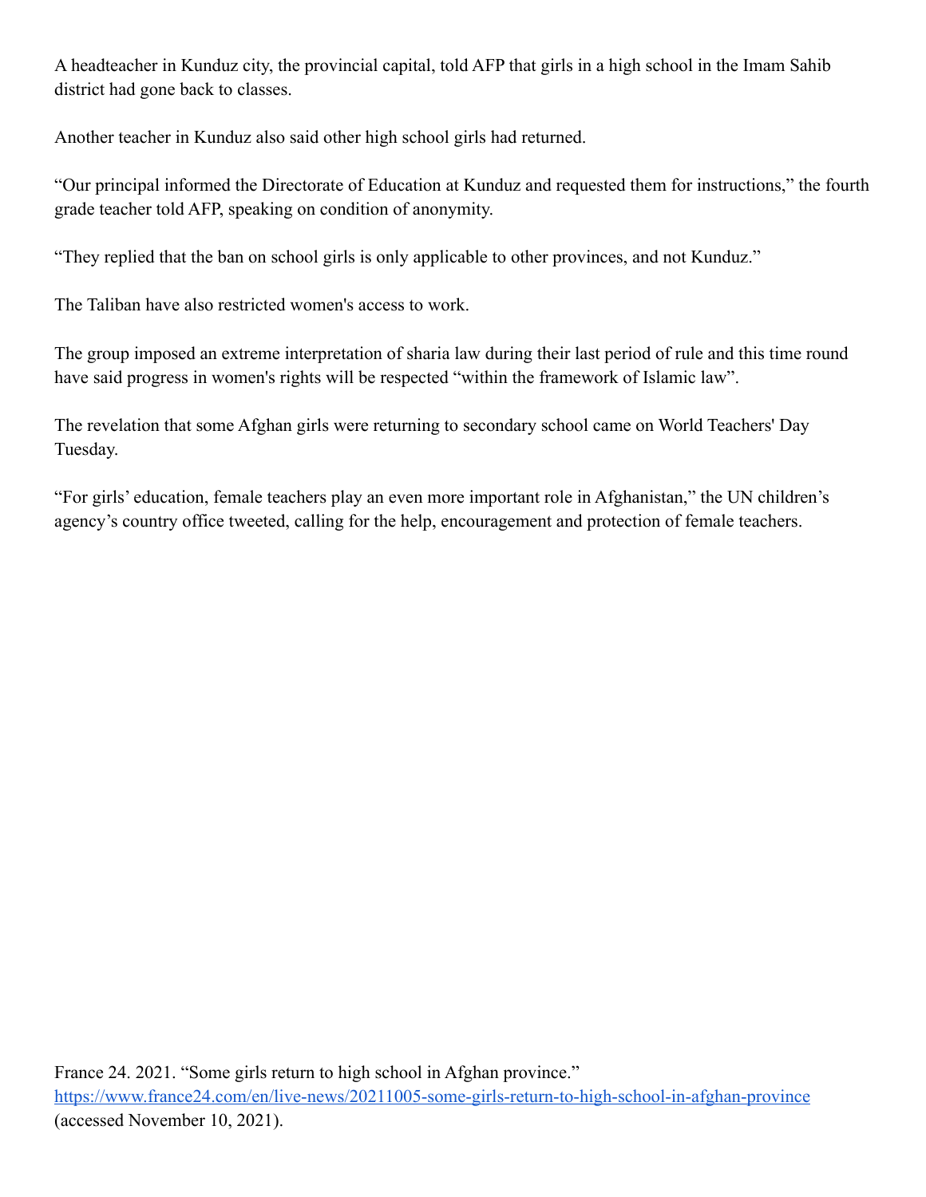A headteacher in Kunduz city, the provincial capital, told AFP that girls in a high school in the Imam Sahib district had gone back to classes.

Another teacher in Kunduz also said other high school girls had returned.

“Our principal informed the Directorate of Education at Kunduz and requested them for instructions,” the fourth grade teacher told AFP, speaking on condition of anonymity.

“They replied that the ban on school girls is only applicable to other provinces, and not Kunduz.”

The Taliban have also restricted women's access to work.

The group imposed an extreme interpretation of sharia law during their last period of rule and this time round have said progress in women's rights will be respected “within the framework of Islamic law”.

The revelation that some Afghan girls were returning to secondary school came on World Teachers' Day Tuesday.

“For girls’ education, female teachers play an even more important role in Afghanistan,” the UN children’s agency’s country office tweeted, calling for the help, encouragement and protection of female teachers.

France 24. 2021. “Some girls return to high school in Afghan province.” https://www.france24.com/en/live-news/20211005-some-girls-return-to-high-school-in-afghan-province (accessed November 10, 2021).